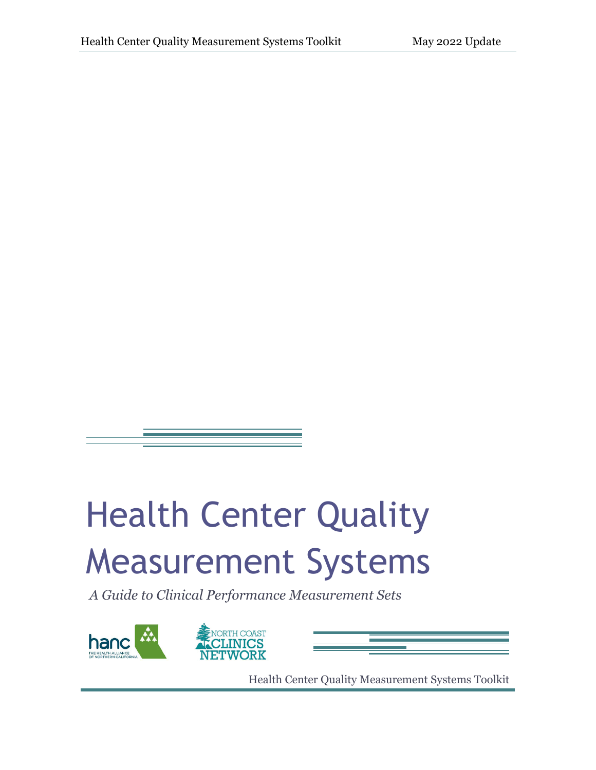# Health Center Quality Measurement Systems

*A Guide to Clinical Performance Measurement Sets*

hanc THE HEALTH ALLIANCE OF NORTHERN CALIFORNIA

NORTH COAST CLINICS NETWORK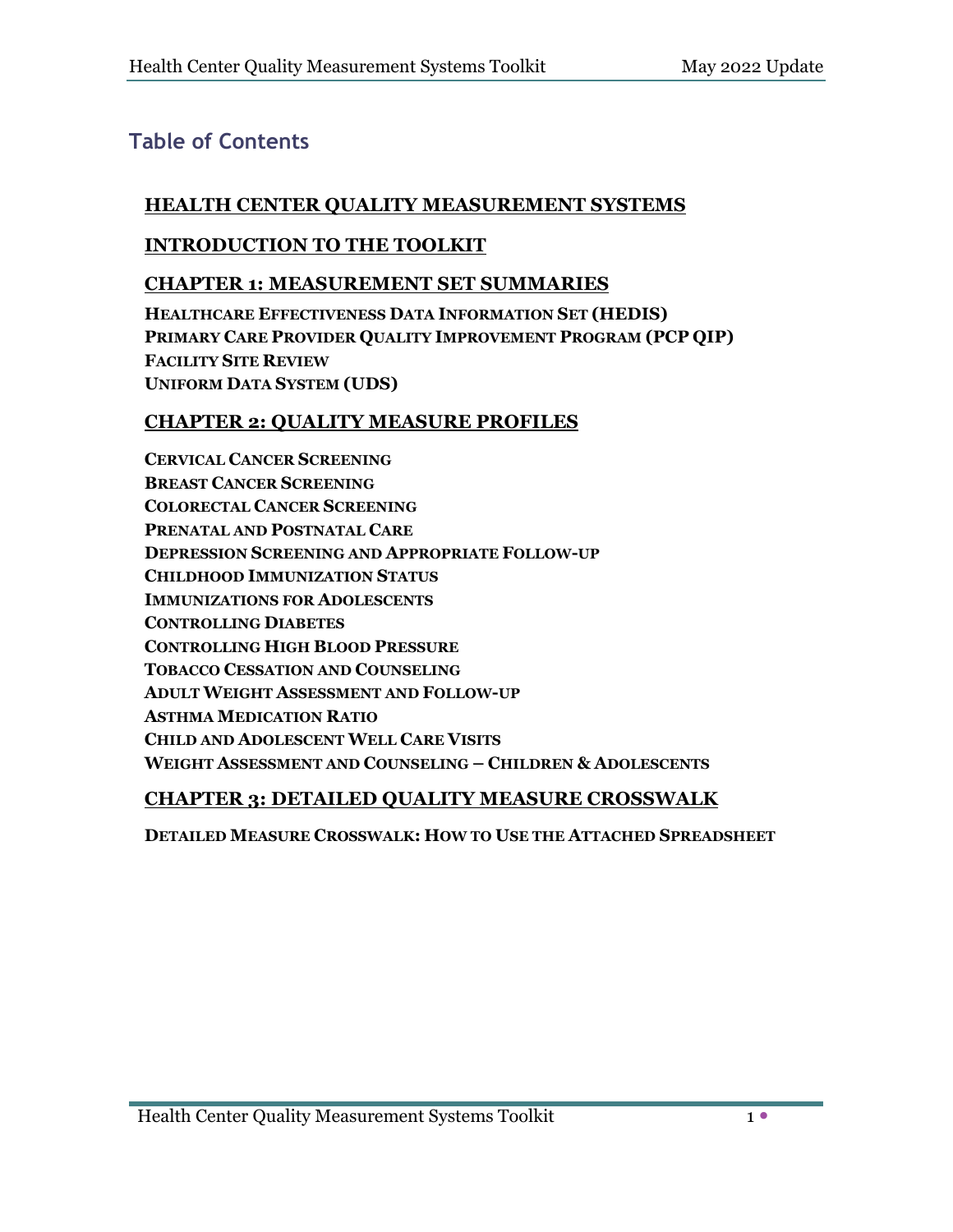## Table of Contents

**HEALTH CENTER QUALITY MEASUREMENT SYSTEMS**

**INTRODUCTION TO THE TOOLKIT**

**CHAPTER 1: MEASUREMENT SET SUMMARIES**

- **HEALTHCARE EFFECTIVENESS DATA INFORMATION SET (HEDIS)**
- **PRIMARY CARE PROVIDER QUALITY IMPROVEMENT PROGRAM (PCP QIP)**
- **FACILITY SITE REVIEW**
- **UNIFORM DATA SYSTEM (UDS)**

**CHAPTER 2: QUALITY MEASURE PROFILES**

- **CERVICAL CANCER SCREENING**
- **BREAST CANCER SCREENING**
- **COLORECTAL CANCER SCREENING**
- **PRENATAL AND POSTNATAL CARE**
- **DEPRESSION SCREENING AND APPROPRIATE FOLLOW-UP**
- **CHILDHOOD IMMUNIZATION STATUS**
- **IMMUNIZATIONS FOR ADOLESCENTS**
- **CONTROLLING DIABETES**
- **CONTROLLING HIGH BLOOD PRESSURE**
- **TOBACCO CESSATION AND COUNSELING**
- **ADULT WEIGHT ASSESSMENT AND FOLLOW-UP**
- **ASTHMA MEDICATION RATIO**
- **CHILD AND ADOLESCENT WELL CARE VISITS**
- **WEIGHT ASSESSMENT AND COUNSELING – CHILDREN & ADOLESCENTS**

**CHAPTER 3: DETAILED QUALITY MEASURE CROSSWALK**

- **DETAILED MEASURE CROSSWALK: HOW TO USE THE ATTACHED SPREADSHEET**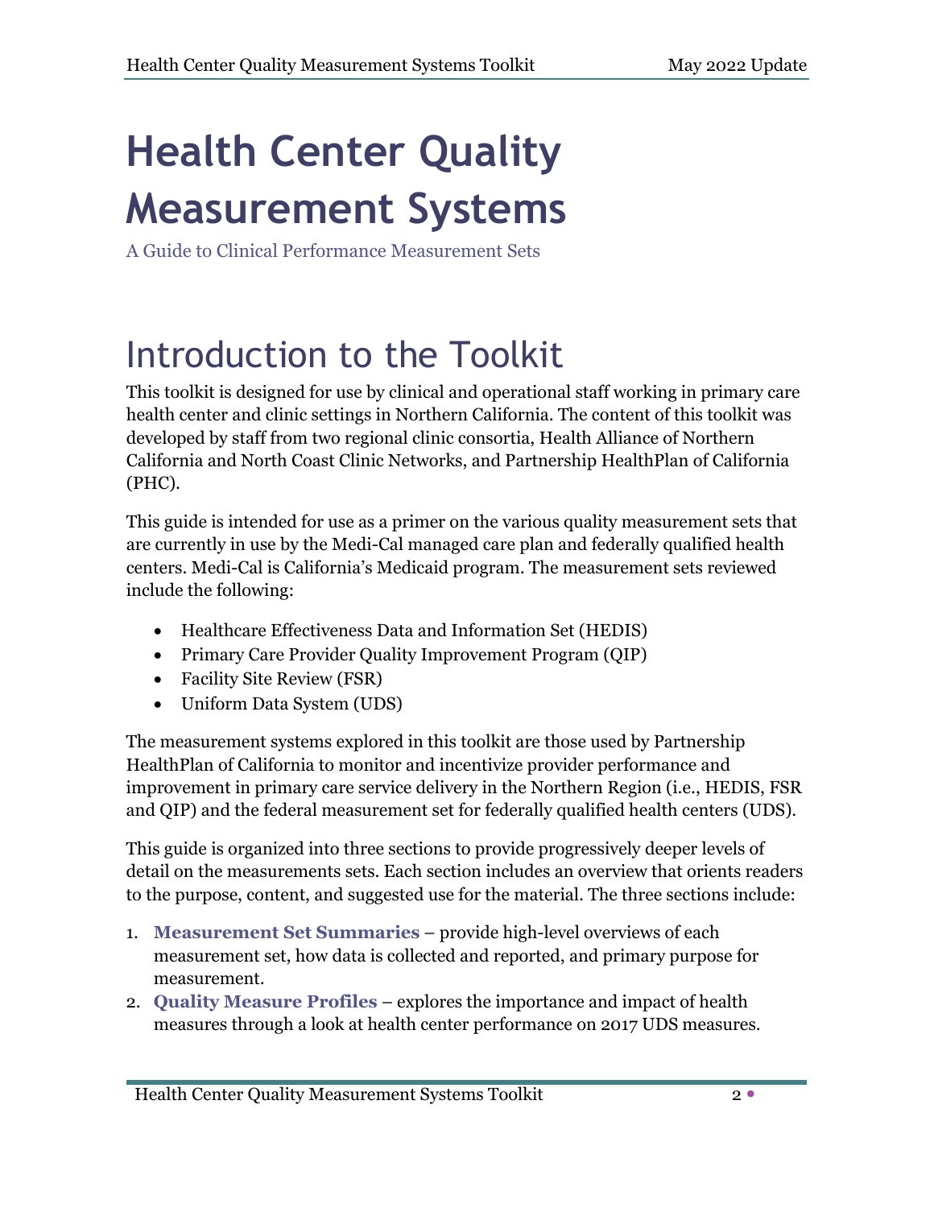# Health Center Quality Measurement Systems

A Guide to Clinical Performance Measurement Sets

# Introduction to the Toolkit

This toolkit is designed for use by clinical and operational staff working in primary care health center and clinic settings in Northern California. The content of this toolkit was developed by staff from two regional clinic consortia, Health Alliance of Northern California and North Coast Clinic Networks, and Partnership HealthPlan of California (PHC).

This guide is intended for use as a primer on the various quality measurement sets that are currently in use by the Medi-Cal managed care plan and federally qualified health centers. Medi-Cal is California's Medicaid program. The measurement sets reviewed include the following:

- Healthcare Effectiveness Data and Information Set (HEDIS)
- Primary Care Provider Quality Improvement Program (QIP)
- Facility Site Review (FSR)
- Uniform Data System (UDS)

The measurement systems explored in this toolkit are those used by Partnership HealthPlan of California to monitor and incentivize provider performance and improvement in primary care service delivery in the Northern Region (i.e., HEDIS, FSR and QIP) and the federal measurement set for federally qualified health centers (UDS).

This guide is organized into three sections to provide progressively deeper levels of detail on the measurements sets. Each section includes an overview that orients readers to the purpose, content, and suggested use for the material. The three sections include:

1. **Measurement Set Summaries** – provide high-level overviews of each measurement set, how data is collected and reported, and primary purpose for measurement.
2. **Quality Measure Profiles** – explores the importance and impact of health measures through a look at health center performance on 2017 UDS measures.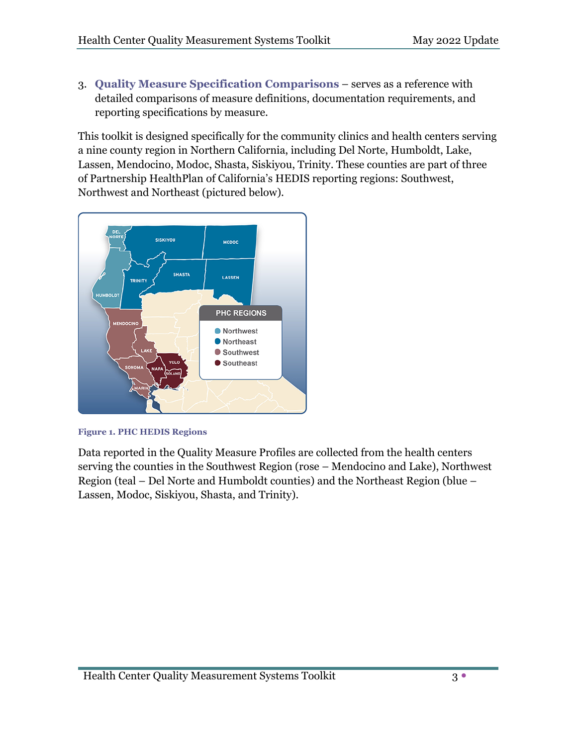3. **Quality Measure Specification Comparisons** – serves as a reference with detailed comparisons of measure definitions, documentation requirements, and reporting specifications by measure.

This toolkit is designed specifically for the community clinics and health centers serving a nine county region in Northern California, including Del Norte, Humboldt, Lake, Lassen, Mendocino, Modoc, Shasta, Siskiyou, Trinity. These counties are part of three of Partnership HealthPlan of California's HEDIS reporting regions: Southwest, Northwest and Northeast (pictured below).

DEL NORTE
SISKIYOU
MODOC
TRINITY
SHASTA
LASSEN
HUMBOLDT
MENDOCINO
LAKE
SONOMA
NAPA
YOLO
SOLANO
MARIN

PHC REGIONS
Northwest
Northeast
Southwest
Southeast

**Figure 1. PHC HEDIS Regions**

Data reported in the Quality Measure Profiles are collected from the health centers serving the counties in the Southwest Region (rose – Mendocino and Lake), Northwest Region (teal – Del Norte and Humboldt counties) and the Northeast Region (blue – Lassen, Modoc, Siskiyou, Shasta, and Trinity).